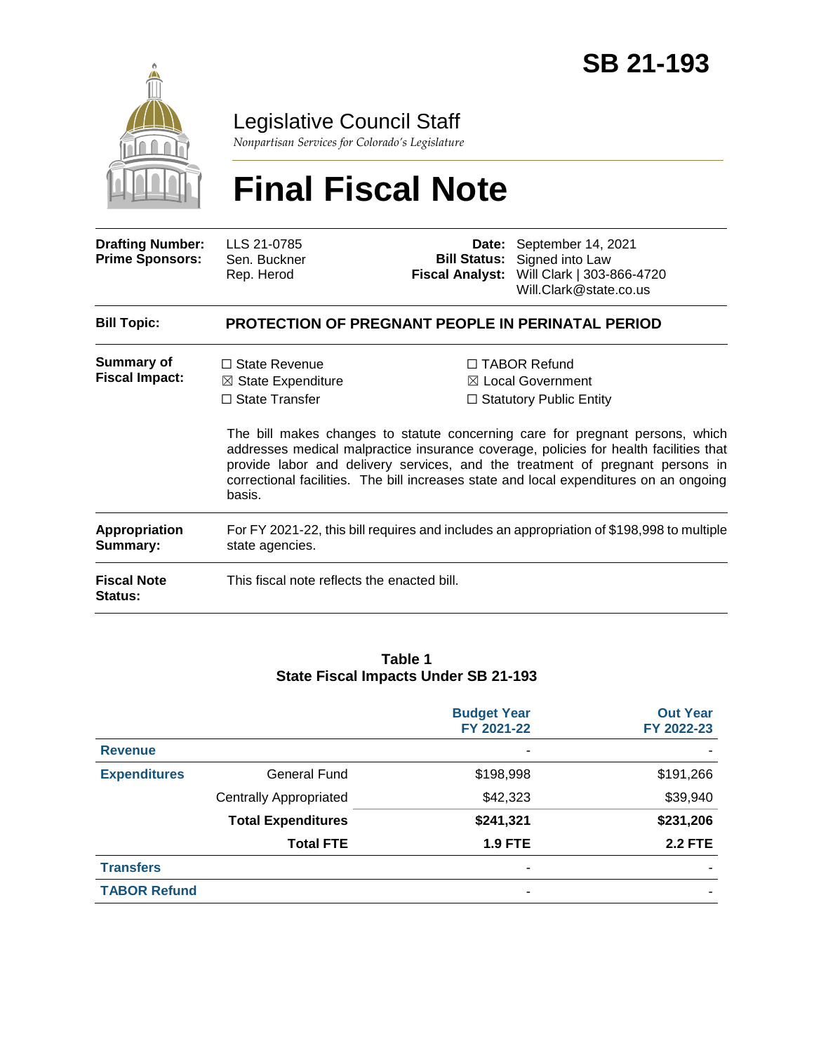# SB 21-193

Legislative Council Staff

*Nonpartisan Services for Colorado's Legislature*

# Final Fiscal Note

| | | | |
|---|---|---|---|
| **Drafting Number:** | LLS 21-0785 | **Date:** | September 14, 2021 |
| **Prime Sponsors:** | Sen. Buckner<br>Rep. Herod | **Bill Status:** | Signed into Law |
| | | **Fiscal Analyst:** | Will Clark \| 303-866-4720<br>Will.Clark@state.co.us |

| | |
|---|---|
| **Bill Topic:** | **PROTECTION OF PREGNANT PEOPLE IN PERINATAL PERIOD** |
| **Summary of Fiscal Impact:** | ☐ State Revenue ☒ State Expenditure ☐ State Transfer ☐ TABOR Refund ☒ Local Government ☐ Statutory Public Entity<br><br>The bill makes changes to statute concerning care for pregnant persons, which addresses medical malpractice insurance coverage, policies for health facilities that provide labor and delivery services, and the treatment of pregnant persons in correctional facilities. The bill increases state and local expenditures on an ongoing basis. |
| **Appropriation Summary:** | For FY 2021-22, this bill requires and includes an appropriation of $198,998 to multiple state agencies. |
| **Fiscal Note Status:** | This fiscal note reflects the enacted bill. |

**Table 1**
**State Fiscal Impacts Under SB 21-193**

| | | Budget Year FY 2021-22 | Out Year FY 2022-23 |
|---|---|---|---|
| **Revenue** | | - | - |
| **Expenditures** | General Fund | $198,998 | $191,266 |
| | Centrally Appropriated | $42,323 | $39,940 |
| | **Total Expenditures** | **$241,321** | **$231,206** |
| | **Total FTE** | **1.9 FTE** | **2.2 FTE** |
| **Transfers** | | - | - |
| **TABOR Refund** | | - | - |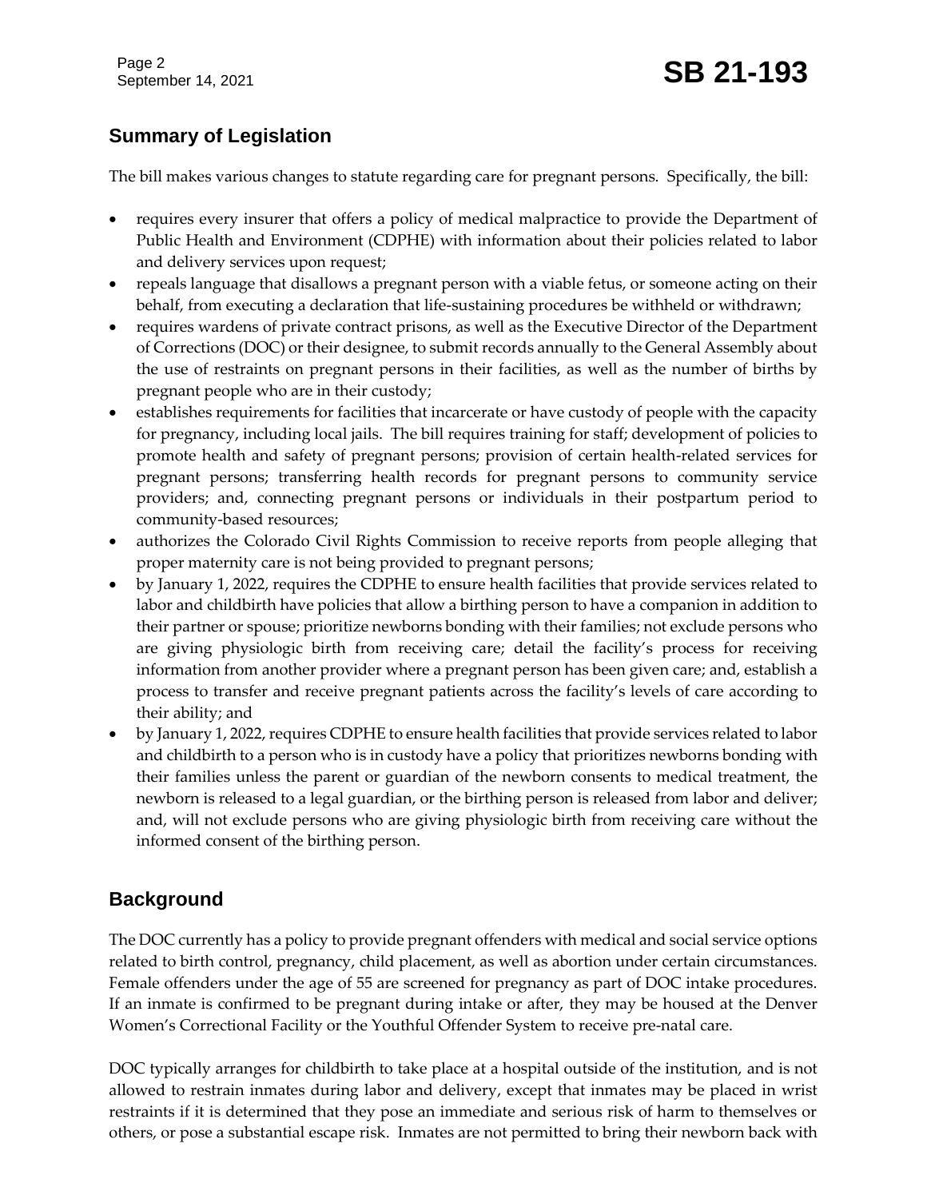## Summary of Legislation

The bill makes various changes to statute regarding care for pregnant persons. Specifically, the bill:

- requires every insurer that offers a policy of medical malpractice to provide the Department of Public Health and Environment (CDPHE) with information about their policies related to labor and delivery services upon request;
- repeals language that disallows a pregnant person with a viable fetus, or someone acting on their behalf, from executing a declaration that life-sustaining procedures be withheld or withdrawn;
- requires wardens of private contract prisons, as well as the Executive Director of the Department of Corrections (DOC) or their designee, to submit records annually to the General Assembly about the use of restraints on pregnant persons in their facilities, as well as the number of births by pregnant people who are in their custody;
- establishes requirements for facilities that incarcerate or have custody of people with the capacity for pregnancy, including local jails. The bill requires training for staff; development of policies to promote health and safety of pregnant persons; provision of certain health-related services for pregnant persons; transferring health records for pregnant persons to community service providers; and, connecting pregnant persons or individuals in their postpartum period to community-based resources;
- authorizes the Colorado Civil Rights Commission to receive reports from people alleging that proper maternity care is not being provided to pregnant persons;
- by January 1, 2022, requires the CDPHE to ensure health facilities that provide services related to labor and childbirth have policies that allow a birthing person to have a companion in addition to their partner or spouse; prioritize newborns bonding with their families; not exclude persons who are giving physiologic birth from receiving care; detail the facility's process for receiving information from another provider where a pregnant person has been given care; and, establish a process to transfer and receive pregnant patients across the facility's levels of care according to their ability; and
- by January 1, 2022, requires CDPHE to ensure health facilities that provide services related to labor and childbirth to a person who is in custody have a policy that prioritizes newborns bonding with their families unless the parent or guardian of the newborn consents to medical treatment, the newborn is released to a legal guardian, or the birthing person is released from labor and deliver; and, will not exclude persons who are giving physiologic birth from receiving care without the informed consent of the birthing person.

## Background

The DOC currently has a policy to provide pregnant offenders with medical and social service options related to birth control, pregnancy, child placement, as well as abortion under certain circumstances. Female offenders under the age of 55 are screened for pregnancy as part of DOC intake procedures. If an inmate is confirmed to be pregnant during intake or after, they may be housed at the Denver Women's Correctional Facility or the Youthful Offender System to receive pre-natal care.

DOC typically arranges for childbirth to take place at a hospital outside of the institution, and is not allowed to restrain inmates during labor and delivery, except that inmates may be placed in wrist restraints if it is determined that they pose an immediate and serious risk of harm to themselves or others, or pose a substantial escape risk. Inmates are not permitted to bring their newborn back with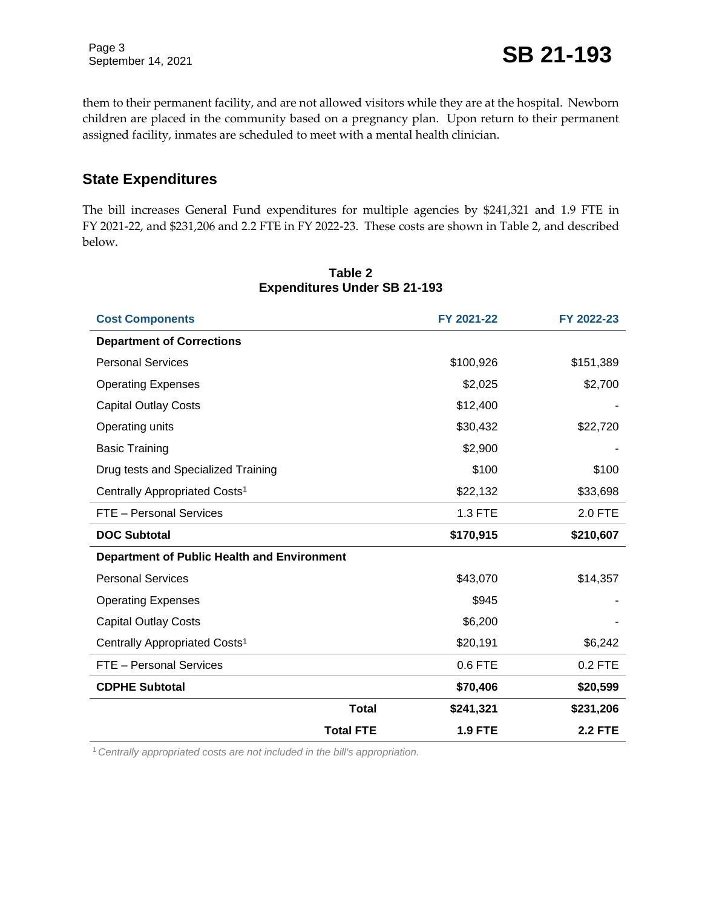them to their permanent facility, and are not allowed visitors while they are at the hospital. Newborn children are placed in the community based on a pregnancy plan. Upon return to their permanent assigned facility, inmates are scheduled to meet with a mental health clinician.

## State Expenditures

The bill increases General Fund expenditures for multiple agencies by $241,321 and 1.9 FTE in FY 2021-22, and $231,206 and 2.2 FTE in FY 2022-23. These costs are shown in Table 2, and described below.

**Table 2**
**Expenditures Under SB 21-193**

| Cost Components | FY 2021-22 | FY 2022-23 |
|---|---|---|
| **Department of Corrections** | | |
| Personal Services | $100,926 | $151,389 |
| Operating Expenses | $2,025 | $2,700 |
| Capital Outlay Costs | $12,400 | - |
| Operating units | $30,432 | $22,720 |
| Basic Training | $2,900 | - |
| Drug tests and Specialized Training | $100 | $100 |
| Centrally Appropriated Costs[1] | $22,132 | $33,698 |
| FTE – Personal Services | 1.3 FTE | 2.0 FTE |
| **DOC Subtotal** | **$170,915** | **$210,607** |
| **Department of Public Health and Environment** | | |
| Personal Services | $43,070 | $14,357 |
| Operating Expenses | $945 | - |
| Capital Outlay Costs | $6,200 | - |
| Centrally Appropriated Costs[1] | $20,191 | $6,242 |
| FTE – Personal Services | 0.6 FTE | 0.2 FTE |
| **CDPHE Subtotal** | **$70,406** | **$20,599** |
| **Total** | **$241,321** | **$231,206** |
| **Total FTE** | **1.9 FTE** | **2.2 FTE** |

[1] *Centrally appropriated costs are not included in the bill's appropriation.*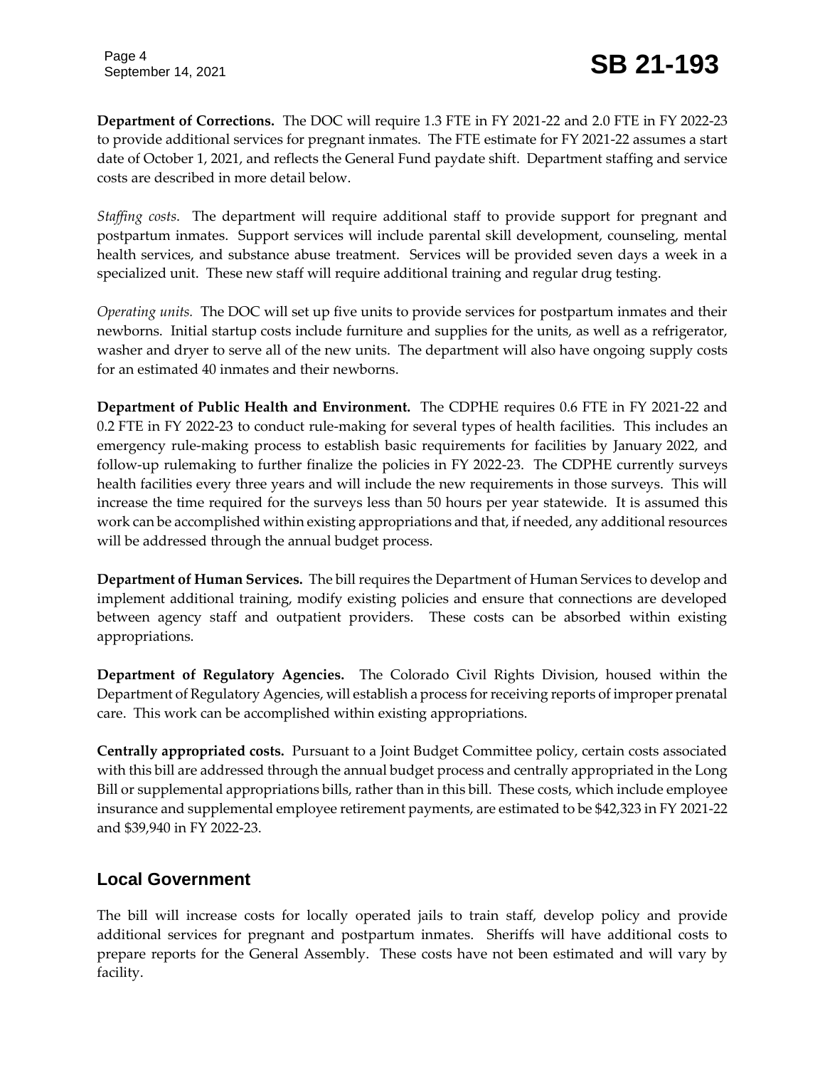**Department of Corrections.** The DOC will require 1.3 FTE in FY 2021-22 and 2.0 FTE in FY 2022-23 to provide additional services for pregnant inmates. The FTE estimate for FY 2021-22 assumes a start date of October 1, 2021, and reflects the General Fund paydate shift. Department staffing and service costs are described in more detail below.

*Staffing costs.* The department will require additional staff to provide support for pregnant and postpartum inmates. Support services will include parental skill development, counseling, mental health services, and substance abuse treatment. Services will be provided seven days a week in a specialized unit. These new staff will require additional training and regular drug testing.

*Operating units.* The DOC will set up five units to provide services for postpartum inmates and their newborns. Initial startup costs include furniture and supplies for the units, as well as a refrigerator, washer and dryer to serve all of the new units. The department will also have ongoing supply costs for an estimated 40 inmates and their newborns.

**Department of Public Health and Environment.** The CDPHE requires 0.6 FTE in FY 2021-22 and 0.2 FTE in FY 2022-23 to conduct rule-making for several types of health facilities. This includes an emergency rule-making process to establish basic requirements for facilities by January 2022, and follow-up rulemaking to further finalize the policies in FY 2022-23. The CDPHE currently surveys health facilities every three years and will include the new requirements in those surveys. This will increase the time required for the surveys less than 50 hours per year statewide. It is assumed this work can be accomplished within existing appropriations and that, if needed, any additional resources will be addressed through the annual budget process.

**Department of Human Services.** The bill requires the Department of Human Services to develop and implement additional training, modify existing policies and ensure that connections are developed between agency staff and outpatient providers. These costs can be absorbed within existing appropriations.

**Department of Regulatory Agencies.** The Colorado Civil Rights Division, housed within the Department of Regulatory Agencies, will establish a process for receiving reports of improper prenatal care. This work can be accomplished within existing appropriations.

**Centrally appropriated costs.** Pursuant to a Joint Budget Committee policy, certain costs associated with this bill are addressed through the annual budget process and centrally appropriated in the Long Bill or supplemental appropriations bills, rather than in this bill. These costs, which include employee insurance and supplemental employee retirement payments, are estimated to be $42,323 in FY 2021-22 and $39,940 in FY 2022-23.

## Local Government

The bill will increase costs for locally operated jails to train staff, develop policy and provide additional services for pregnant and postpartum inmates. Sheriffs will have additional costs to prepare reports for the General Assembly. These costs have not been estimated and will vary by facility.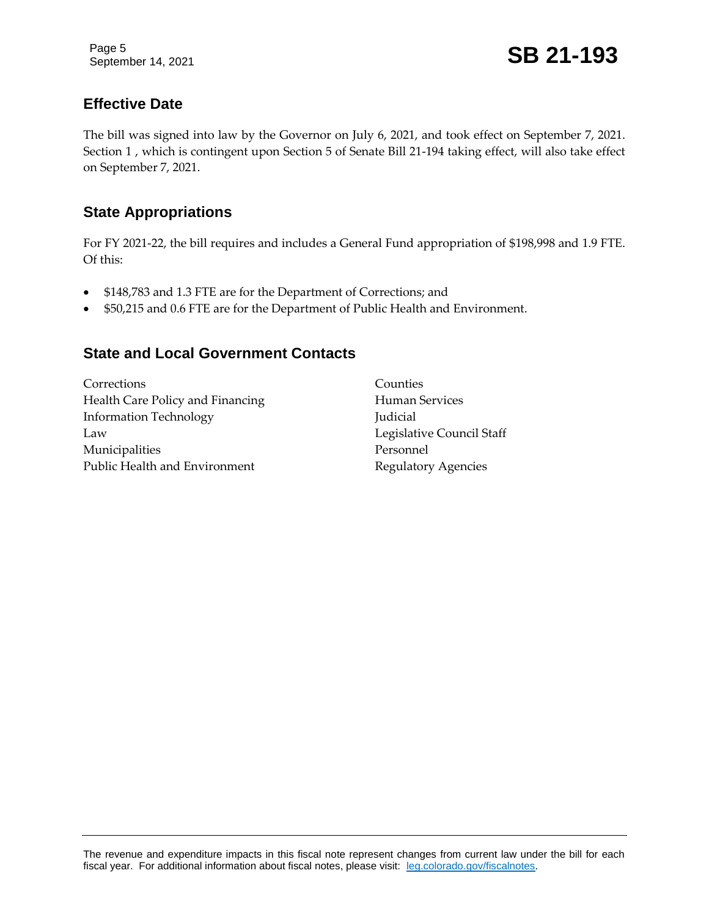## Effective Date

The bill was signed into law by the Governor on July 6, 2021, and took effect on September 7, 2021. Section 1 , which is contingent upon Section 5 of Senate Bill 21-194 taking effect, will also take effect on September 7, 2021.

## State Appropriations

For FY 2021-22, the bill requires and includes a General Fund appropriation of $198,998 and 1.9 FTE. Of this:

- $148,783 and 1.3 FTE are for the Department of Corrections; and
- $50,215 and 0.6 FTE are for the Department of Public Health and Environment.

## State and Local Government Contacts

| | |
|---|---|
| Corrections | Counties |
| Health Care Policy and Financing | Human Services |
| Information Technology | Judicial |
| Law | Legislative Council Staff |
| Municipalities | Personnel |
| Public Health and Environment | Regulatory Agencies |

The revenue and expenditure impacts in this fiscal note represent changes from current law under the bill for each fiscal year. For additional information about fiscal notes, please visit: leg.colorado.gov/fiscalnotes.